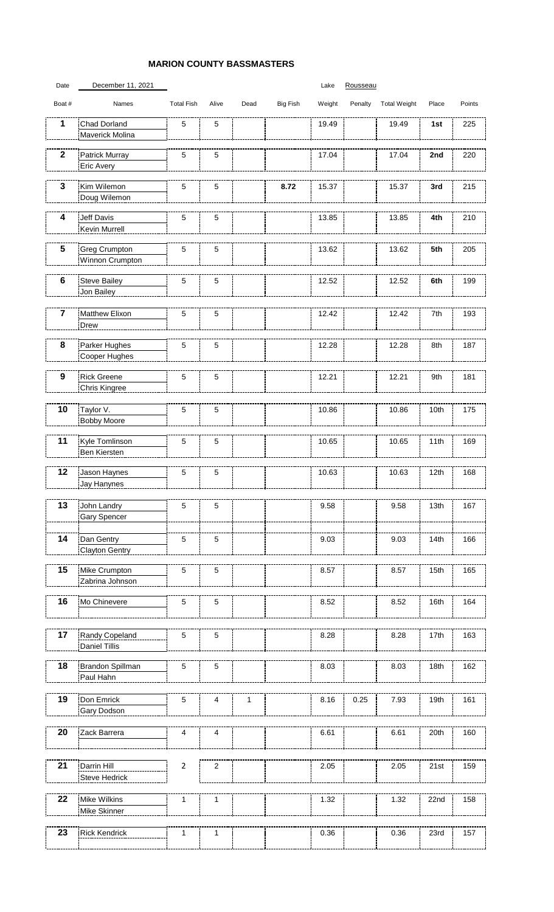# MARION COUNTY BASSMASTERS

Date: December 11, 2021 — Lake: Rousseau

| Boat # | Names | Total Fish | Alive | Dead | Big Fish | Weight | Penalty | Total Weight | Place | Points |
|---|---|---|---|---|---|---|---|---|---|---|
| 1 | Chad Dorland / Maverick Molina | 5 | 5 | | | 19.49 | | 19.49 | **1st** | 225 |
| 2 | Patrick Murray / Eric Avery | 5 | 5 | | | 17.04 | | 17.04 | **2nd** | 220 |
| 3 | Kim Wilemon / Doug Wilemon | 5 | 5 | | **8.72** | 15.37 | | 15.37 | **3rd** | 215 |
| 4 | Jeff Davis / Kevin Murrell | 5 | 5 | | | 13.85 | | 13.85 | **4th** | 210 |
| 5 | Greg Crumpton / Winnon Crumpton | 5 | 5 | | | 13.62 | | 13.62 | **5th** | 205 |
| 6 | Steve Bailey / Jon Bailey | 5 | 5 | | | 12.52 | | 12.52 | **6th** | 199 |
| 7 | Matthew Elixon / Drew | 5 | 5 | | | 12.42 | | 12.42 | 7th | 193 |
| 8 | Parker Hughes / Cooper Hughes | 5 | 5 | | | 12.28 | | 12.28 | 8th | 187 |
| 9 | Rick Greene / Chris Kingree | 5 | 5 | | | 12.21 | | 12.21 | 9th | 181 |
| 10 | Taylor V. / Bobby Moore | 5 | 5 | | | 10.86 | | 10.86 | 10th | 175 |
| 11 | Kyle Tomlinson / Ben Kiersten | 5 | 5 | | | 10.65 | | 10.65 | 11th | 169 |
| 12 | Jason Haynes / Jay Hanynes | 5 | 5 | | | 10.63 | | 10.63 | 12th | 168 |
| 13 | John Landry / Gary Spencer | 5 | 5 | | | 9.58 | | 9.58 | 13th | 167 |
| 14 | Dan Gentry / Clayton Gentry | 5 | 5 | | | 9.03 | | 9.03 | 14th | 166 |
| 15 | Mike Crumpton / Zabrina Johnson | 5 | 5 | | | 8.57 | | 8.57 | 15th | 165 |
| 16 | Mo Chinevere | 5 | 5 | | | 8.52 | | 8.52 | 16th | 164 |
| 17 | Randy Copeland / Daniel Tillis | 5 | 5 | | | 8.28 | | 8.28 | 17th | 163 |
| 18 | Brandon Spillman / Paul Hahn | 5 | 5 | | | 8.03 | | 8.03 | 18th | 162 |
| 19 | Don Emrick / Gary Dodson | 5 | 4 | 1 | | 8.16 | 0.25 | 7.93 | 19th | 161 |
| 20 | Zack Barrera | 4 | 4 | | | 6.61 | | 6.61 | 20th | 160 |
| 21 | Darrin Hill / Steve Hedrick | 2 | 2 | | | 2.05 | | 2.05 | 21st | 159 |
| 22 | Mike Wilkins / Mike Skinner | 1 | 1 | | | 1.32 | | 1.32 | 22nd | 158 |
| 23 | Rick Kendrick | 1 | 1 | | | 0.36 | | 0.36 | 23rd | 157 |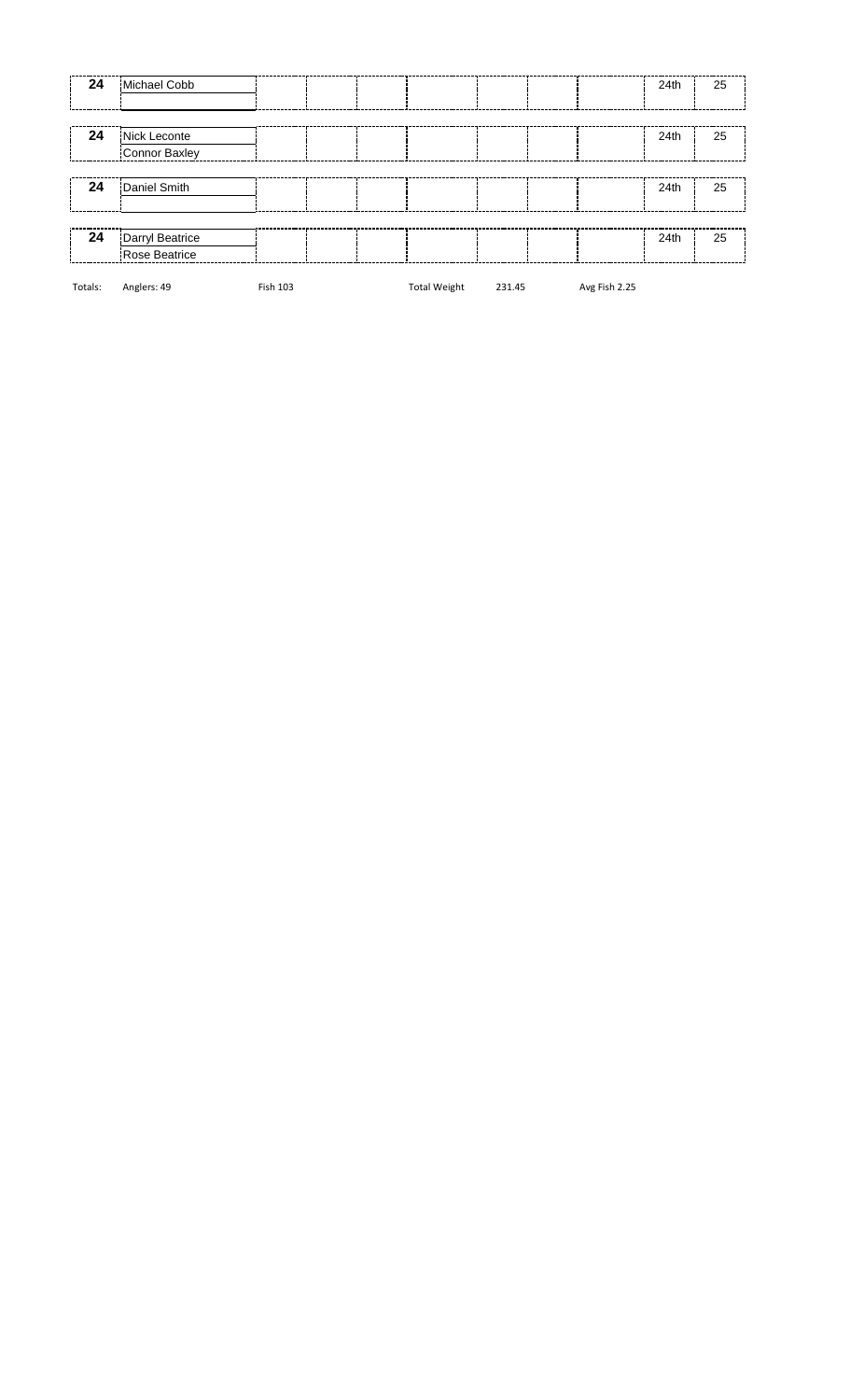| | | | | | | | | | |
|---|---|---|---|---|---|---|---|---|---|
| **24** | Michael Cobb | | | | | | | 24th | 25 |
| **24** | Nick Leconte<br>Connor Baxley | | | | | | | 24th | 25 |
| **24** | Daniel Smith | | | | | | | 24th | 25 |
| **24** | Darryl Beatrice<br>Rose Beatrice | | | | | | | 24th | 25 |

Totals: Anglers: 49 Fish 103 Total Weight 231.45 Avg Fish 2.25